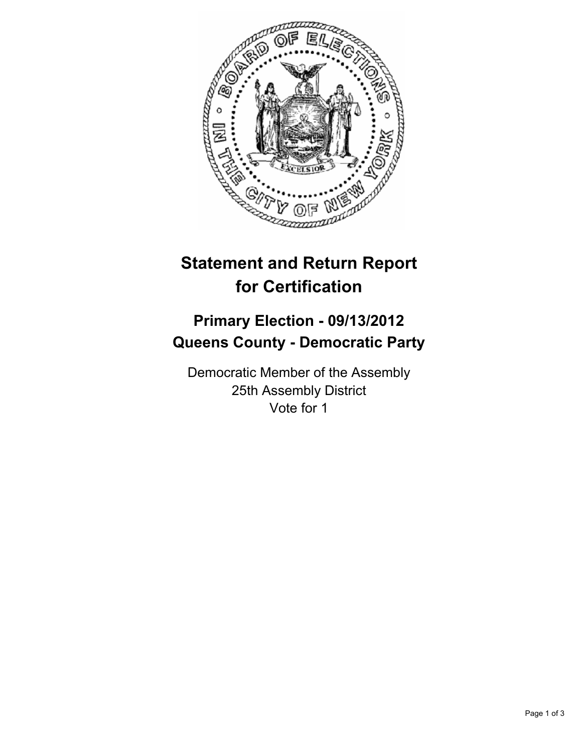# Statement and Return Report for Certification

## Primary Election - 09/13/2012
## Queens County - Democratic Party

Democratic Member of the Assembly
25th Assembly District
Vote for 1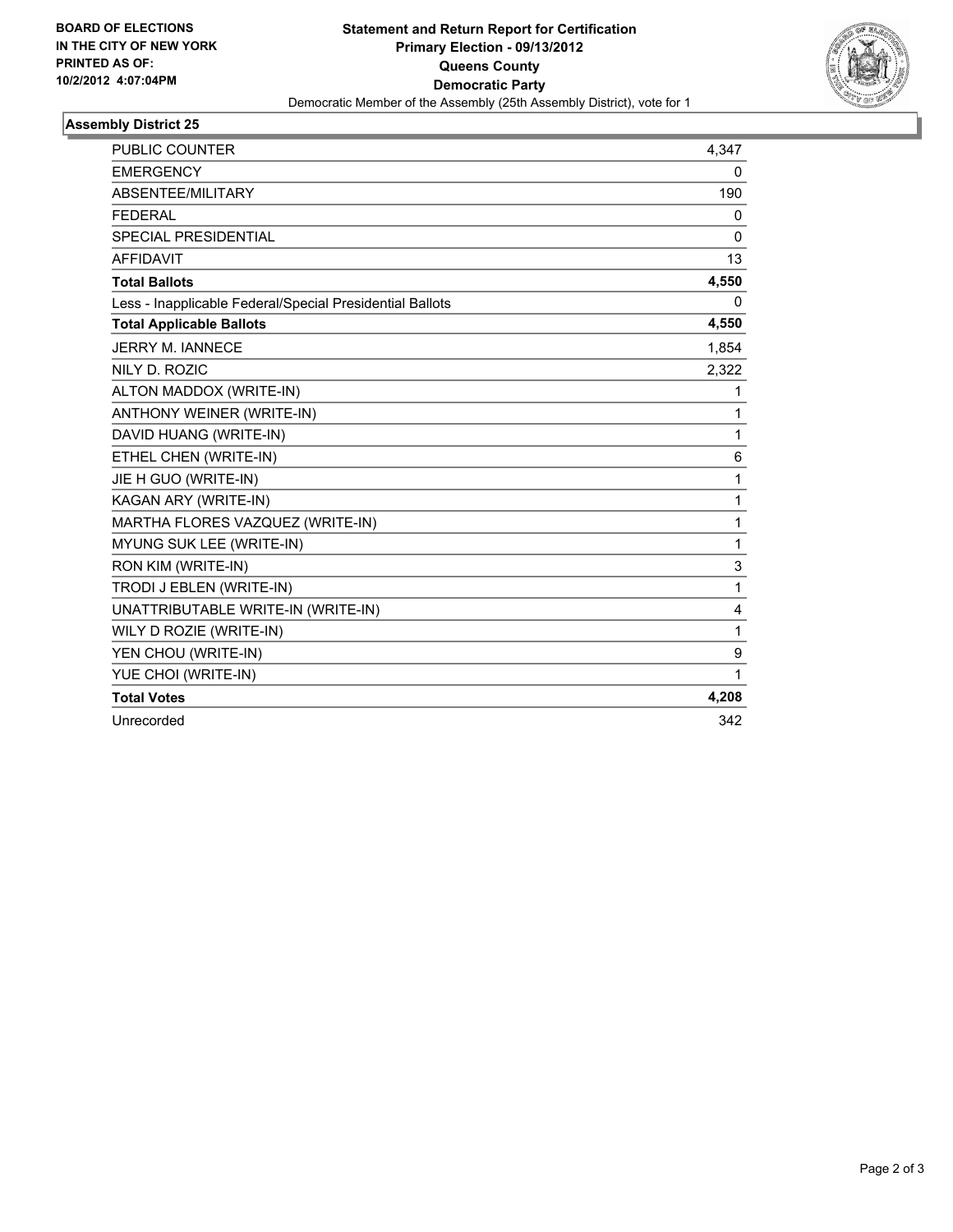**BOARD OF ELECTIONS IN THE CITY OF NEW YORK PRINTED AS OF: 10/2/2012 4:07:04PM**

**Statement and Return Report for Certification**
**Primary Election - 09/13/2012**
**Queens County**
**Democratic Party**
Democratic Member of the Assembly (25th Assembly District), vote for 1

## Assembly District 25

| | |
|---|---|
| PUBLIC COUNTER | 4,347 |
| EMERGENCY | 0 |
| ABSENTEE/MILITARY | 190 |
| FEDERAL | 0 |
| SPECIAL PRESIDENTIAL | 0 |
| AFFIDAVIT | 13 |
| **Total Ballots** | **4,550** |
| Less - Inapplicable Federal/Special Presidential Ballots | 0 |
| **Total Applicable Ballots** | **4,550** |
| JERRY M. IANNECE | 1,854 |
| NILY D. ROZIC | 2,322 |
| ALTON MADDOX (WRITE-IN) | 1 |
| ANTHONY WEINER (WRITE-IN) | 1 |
| DAVID HUANG (WRITE-IN) | 1 |
| ETHEL CHEN (WRITE-IN) | 6 |
| JIE H GUO (WRITE-IN) | 1 |
| KAGAN ARY (WRITE-IN) | 1 |
| MARTHA FLORES VAZQUEZ (WRITE-IN) | 1 |
| MYUNG SUK LEE (WRITE-IN) | 1 |
| RON KIM (WRITE-IN) | 3 |
| TRODI J EBLEN (WRITE-IN) | 1 |
| UNATTRIBUTABLE WRITE-IN (WRITE-IN) | 4 |
| WILY D ROZIE (WRITE-IN) | 1 |
| YEN CHOU (WRITE-IN) | 9 |
| YUE CHOI (WRITE-IN) | 1 |
| **Total Votes** | **4,208** |
| Unrecorded | 342 |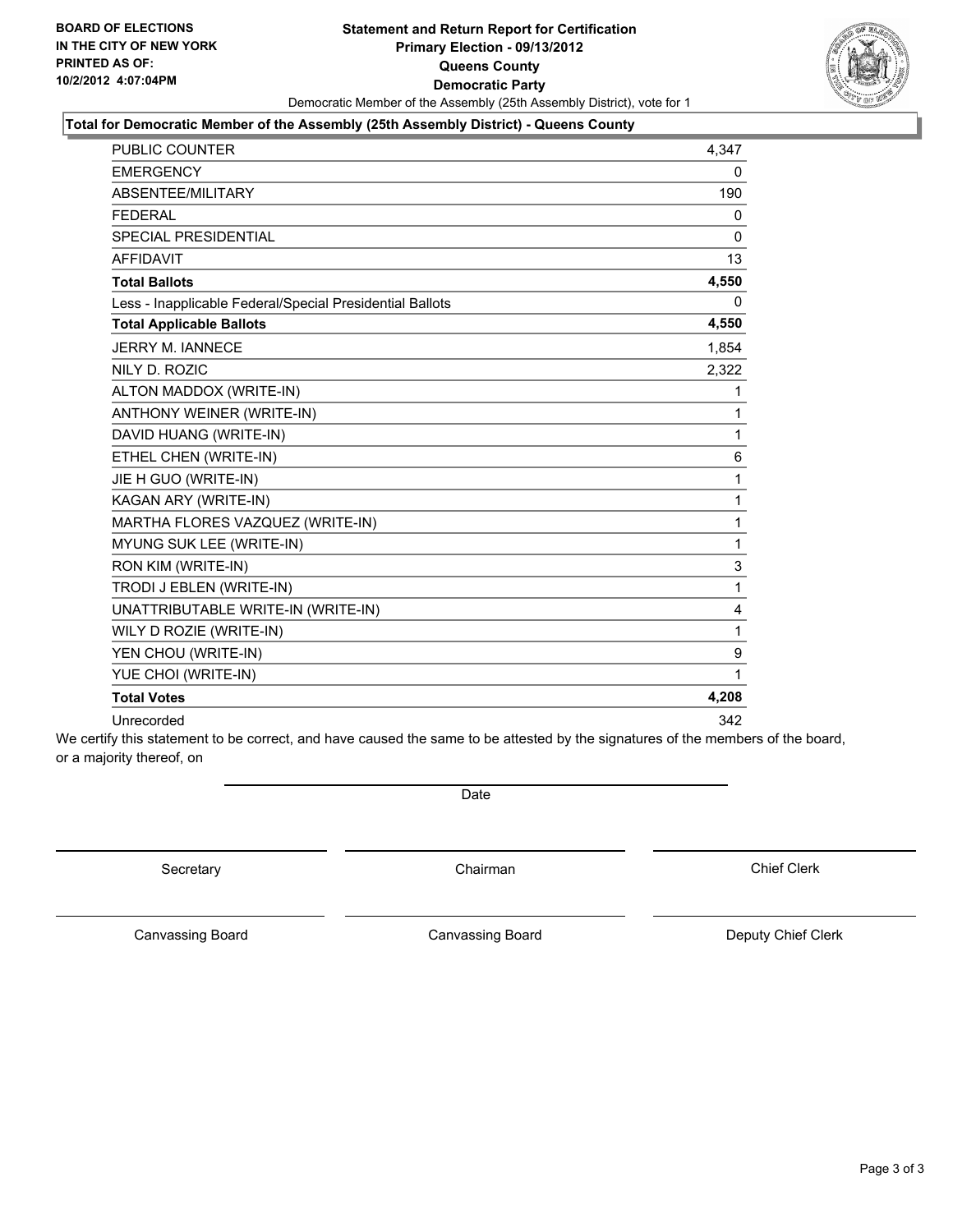**BOARD OF ELECTIONS IN THE CITY OF NEW YORK PRINTED AS OF: 10/2/2012 4:07:04PM**

**Statement and Return Report for Certification**
**Primary Election - 09/13/2012**
**Queens County**
**Democratic Party**
Democratic Member of the Assembly (25th Assembly District), vote for 1

**Total for Democratic Member of the Assembly (25th Assembly District) - Queens County**

| | |
|---|---|
| PUBLIC COUNTER | 4,347 |
| EMERGENCY | 0 |
| ABSENTEE/MILITARY | 190 |
| FEDERAL | 0 |
| SPECIAL PRESIDENTIAL | 0 |
| AFFIDAVIT | 13 |
| **Total Ballots** | **4,550** |
| Less - Inapplicable Federal/Special Presidential Ballots | 0 |
| **Total Applicable Ballots** | **4,550** |
| JERRY M. IANNECE | 1,854 |
| NILY D. ROZIC | 2,322 |
| ALTON MADDOX (WRITE-IN) | 1 |
| ANTHONY WEINER (WRITE-IN) | 1 |
| DAVID HUANG (WRITE-IN) | 1 |
| ETHEL CHEN (WRITE-IN) | 6 |
| JIE H GUO (WRITE-IN) | 1 |
| KAGAN ARY (WRITE-IN) | 1 |
| MARTHA FLORES VAZQUEZ (WRITE-IN) | 1 |
| MYUNG SUK LEE (WRITE-IN) | 1 |
| RON KIM (WRITE-IN) | 3 |
| TRODI J EBLEN (WRITE-IN) | 1 |
| UNATTRIBUTABLE WRITE-IN (WRITE-IN) | 4 |
| WILY D ROZIE (WRITE-IN) | 1 |
| YEN CHOU (WRITE-IN) | 9 |
| YUE CHOI (WRITE-IN) | 1 |
| **Total Votes** | **4,208** |
| Unrecorded | 342 |

We certify this statement to be correct, and have caused the same to be attested by the signatures of the members of the board, or a majority thereof, on

Date

Secretary

Chairman

Chief Clerk

Canvassing Board

Canvassing Board

Deputy Chief Clerk